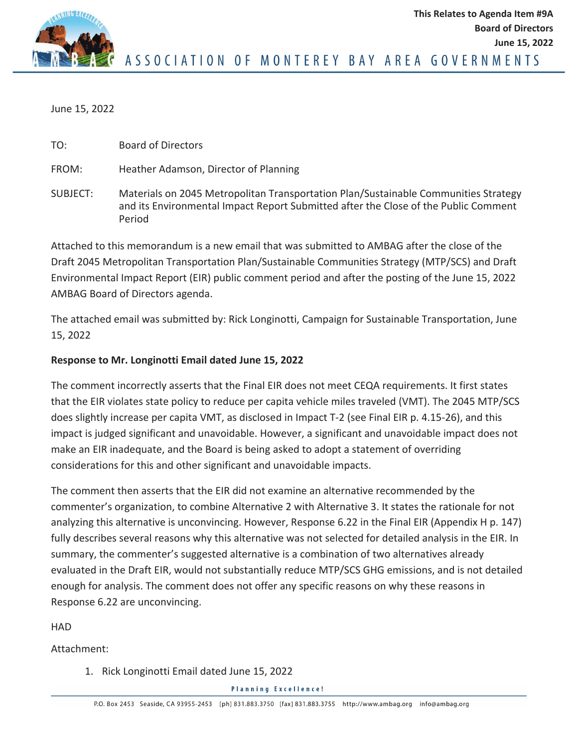This Relates to Agenda Item #9A
Board of Directors
June 15, 2022

ASSOCIATION OF MONTEREY BAY AREA GOVERNMENTS

June 15, 2022

TO: Board of Directors

FROM: Heather Adamson, Director of Planning

SUBJECT: Materials on 2045 Metropolitan Transportation Plan/Sustainable Communities Strategy and its Environmental Impact Report Submitted after the Close of the Public Comment Period

Attached to this memorandum is a new email that was submitted to AMBAG after the close of the Draft 2045 Metropolitan Transportation Plan/Sustainable Communities Strategy (MTP/SCS) and Draft Environmental Impact Report (EIR) public comment period and after the posting of the June 15, 2022 AMBAG Board of Directors agenda.

The attached email was submitted by: Rick Longinotti, Campaign for Sustainable Transportation, June 15, 2022

**Response to Mr. Longinotti Email dated June 15, 2022**

The comment incorrectly asserts that the Final EIR does not meet CEQA requirements. It first states that the EIR violates state policy to reduce per capita vehicle miles traveled (VMT). The 2045 MTP/SCS does slightly increase per capita VMT, as disclosed in Impact T-2 (see Final EIR p. 4.15-26), and this impact is judged significant and unavoidable. However, a significant and unavoidable impact does not make an EIR inadequate, and the Board is being asked to adopt a statement of overriding considerations for this and other significant and unavoidable impacts.

The comment then asserts that the EIR did not examine an alternative recommended by the commenter's organization, to combine Alternative 2 with Alternative 3. It states the rationale for not analyzing this alternative is unconvincing. However, Response 6.22 in the Final EIR (Appendix H p. 147) fully describes several reasons why this alternative was not selected for detailed analysis in the EIR. In summary, the commenter's suggested alternative is a combination of two alternatives already evaluated in the Draft EIR, would not substantially reduce MTP/SCS GHG emissions, and is not detailed enough for analysis. The comment does not offer any specific reasons on why these reasons in Response 6.22 are unconvincing.

HAD

Attachment:

1. Rick Longinotti Email dated June 15, 2022

Planning Excellence!

P.O. Box 2453 Seaside, CA 93955-2453 [ph] 831.883.3750 [fax] 831.883.3755 http://www.ambag.org info@ambag.org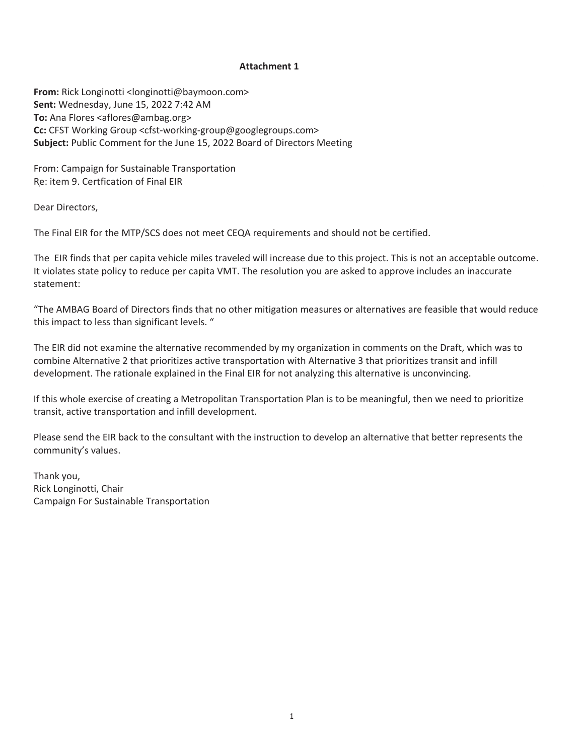**Attachment 1**

**From:** Rick Longinotti <longinotti@baymoon.com>
**Sent:** Wednesday, June 15, 2022 7:42 AM
**To:** Ana Flores <aflores@ambag.org>
**Cc:** CFST Working Group <cfst-working-group@googlegroups.com>
**Subject:** Public Comment for the June 15, 2022 Board of Directors Meeting

From: Campaign for Sustainable Transportation
Re: item 9. Certfication of Final EIR

Dear Directors,

The Final EIR for the MTP/SCS does not meet CEQA requirements and should not be certified.

The EIR finds that per capita vehicle miles traveled will increase due to this project. This is not an acceptable outcome. It violates state policy to reduce per capita VMT. The resolution you are asked to approve includes an inaccurate statement:

"The AMBAG Board of Directors finds that no other mitigation measures or alternatives are feasible that would reduce this impact to less than significant levels. "

The EIR did not examine the alternative recommended by my organization in comments on the Draft, which was to combine Alternative 2 that prioritizes active transportation with Alternative 3 that prioritizes transit and infill development. The rationale explained in the Final EIR for not analyzing this alternative is unconvincing.

If this whole exercise of creating a Metropolitan Transportation Plan is to be meaningful, then we need to prioritize transit, active transportation and infill development.

Please send the EIR back to the consultant with the instruction to develop an alternative that better represents the community's values.

Thank you,
Rick Longinotti, Chair
Campaign For Sustainable Transportation